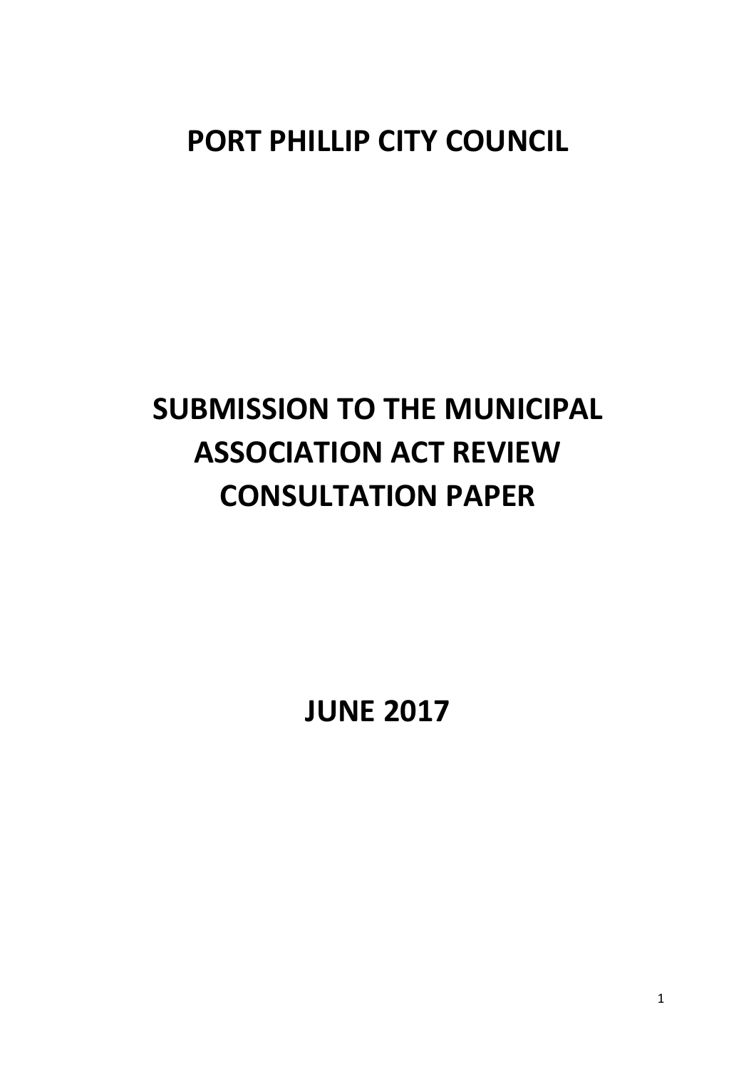# PORT PHILLIP CITY COUNCIL

# SUBMISSION TO THE MUNICIPAL ASSOCIATION ACT REVIEW CONSULTATION PAPER

## JUNE 2017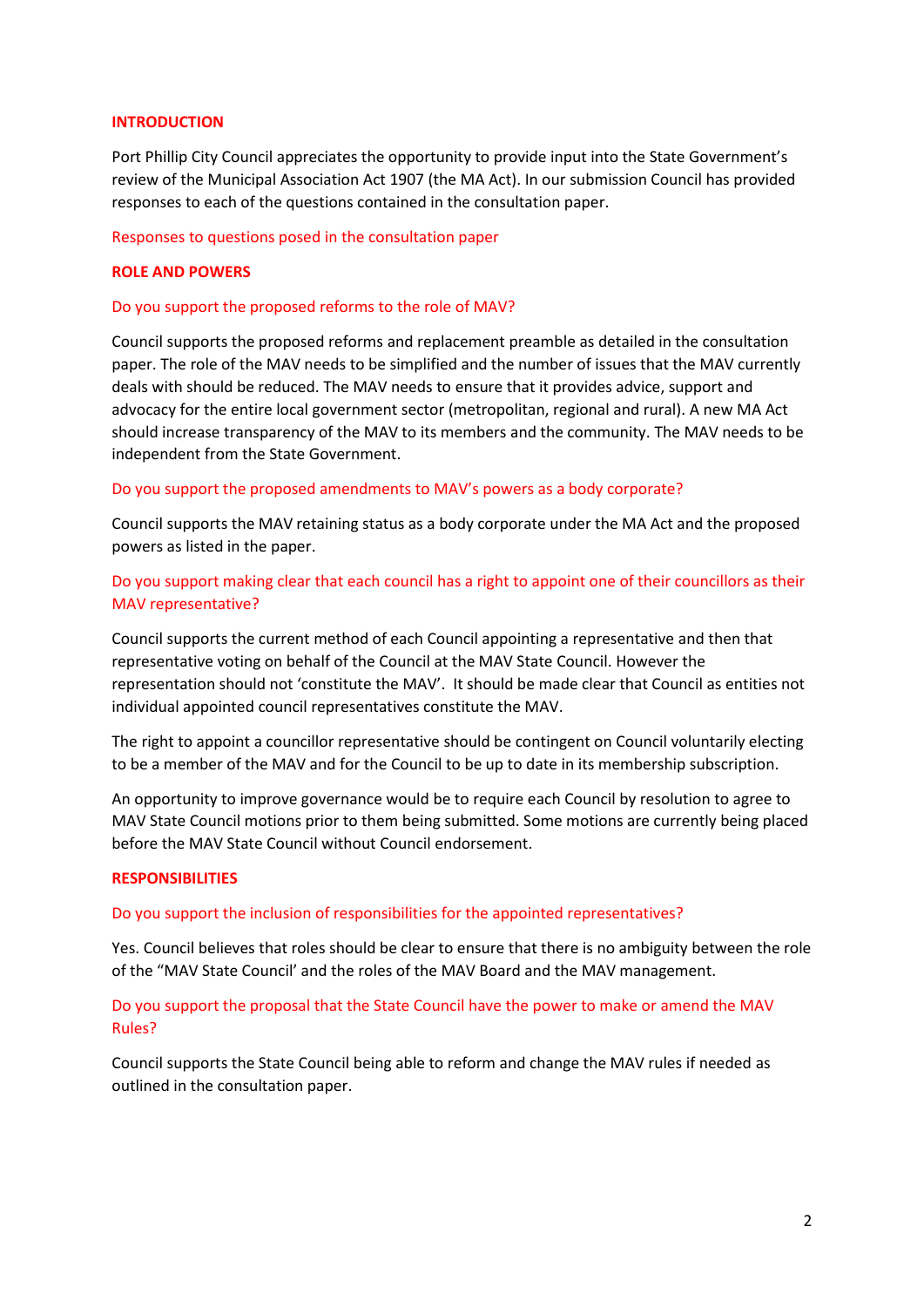## INTRODUCTION

Port Phillip City Council appreciates the opportunity to provide input into the State Government's review of the Municipal Association Act 1907 (the MA Act). In our submission Council has provided responses to each of the questions contained in the consultation paper.

### Responses to questions posed in the consultation paper

## ROLE AND POWERS

### Do you support the proposed reforms to the role of MAV?

Council supports the proposed reforms and replacement preamble as detailed in the consultation paper. The role of the MAV needs to be simplified and the number of issues that the MAV currently deals with should be reduced. The MAV needs to ensure that it provides advice, support and advocacy for the entire local government sector (metropolitan, regional and rural). A new MA Act should increase transparency of the MAV to its members and the community. The MAV needs to be independent from the State Government.

### Do you support the proposed amendments to MAV's powers as a body corporate?

Council supports the MAV retaining status as a body corporate under the MA Act and the proposed powers as listed in the paper.

### Do you support making clear that each council has a right to appoint one of their councillors as their MAV representative?

Council supports the current method of each Council appointing a representative and then that representative voting on behalf of the Council at the MAV State Council. However the representation should not 'constitute the MAV'. It should be made clear that Council as entities not individual appointed council representatives constitute the MAV.

The right to appoint a councillor representative should be contingent on Council voluntarily electing to be a member of the MAV and for the Council to be up to date in its membership subscription.

An opportunity to improve governance would be to require each Council by resolution to agree to MAV State Council motions prior to them being submitted. Some motions are currently being placed before the MAV State Council without Council endorsement.

## RESPONSIBILITIES

### Do you support the inclusion of responsibilities for the appointed representatives?

Yes. Council believes that roles should be clear to ensure that there is no ambiguity between the role of the "MAV State Council' and the roles of the MAV Board and the MAV management.

### Do you support the proposal that the State Council have the power to make or amend the MAV Rules?

Council supports the State Council being able to reform and change the MAV rules if needed as outlined in the consultation paper.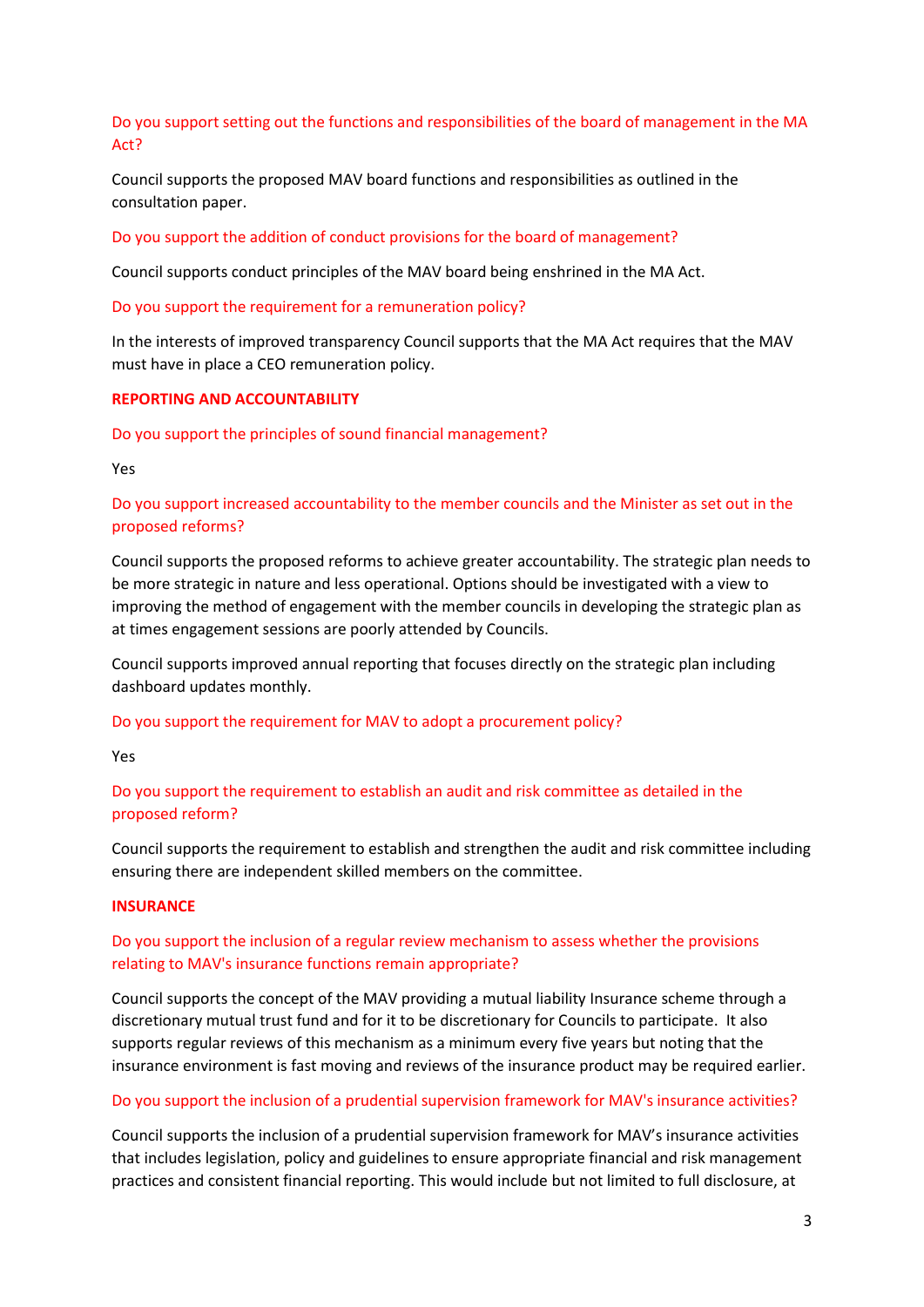Do you support setting out the functions and responsibilities of the board of management in the MA Act?

Council supports the proposed MAV board functions and responsibilities as outlined in the consultation paper.

Do you support the addition of conduct provisions for the board of management?

Council supports conduct principles of the MAV board being enshrined in the MA Act.

Do you support the requirement for a remuneration policy?

In the interests of improved transparency Council supports that the MA Act requires that the MAV must have in place a CEO remuneration policy.

## REPORTING AND ACCOUNTABILITY

Do you support the principles of sound financial management?

Yes

Do you support increased accountability to the member councils and the Minister as set out in the proposed reforms?

Council supports the proposed reforms to achieve greater accountability. The strategic plan needs to be more strategic in nature and less operational. Options should be investigated with a view to improving the method of engagement with the member councils in developing the strategic plan as at times engagement sessions are poorly attended by Councils.

Council supports improved annual reporting that focuses directly on the strategic plan including dashboard updates monthly.

Do you support the requirement for MAV to adopt a procurement policy?

Yes

Do you support the requirement to establish an audit and risk committee as detailed in the proposed reform?

Council supports the requirement to establish and strengthen the audit and risk committee including ensuring there are independent skilled members on the committee.

## INSURANCE

Do you support the inclusion of a regular review mechanism to assess whether the provisions relating to MAV's insurance functions remain appropriate?

Council supports the concept of the MAV providing a mutual liability Insurance scheme through a discretionary mutual trust fund and for it to be discretionary for Councils to participate. It also supports regular reviews of this mechanism as a minimum every five years but noting that the insurance environment is fast moving and reviews of the insurance product may be required earlier.

Do you support the inclusion of a prudential supervision framework for MAV's insurance activities?

Council supports the inclusion of a prudential supervision framework for MAV's insurance activities that includes legislation, policy and guidelines to ensure appropriate financial and risk management practices and consistent financial reporting. This would include but not limited to full disclosure, at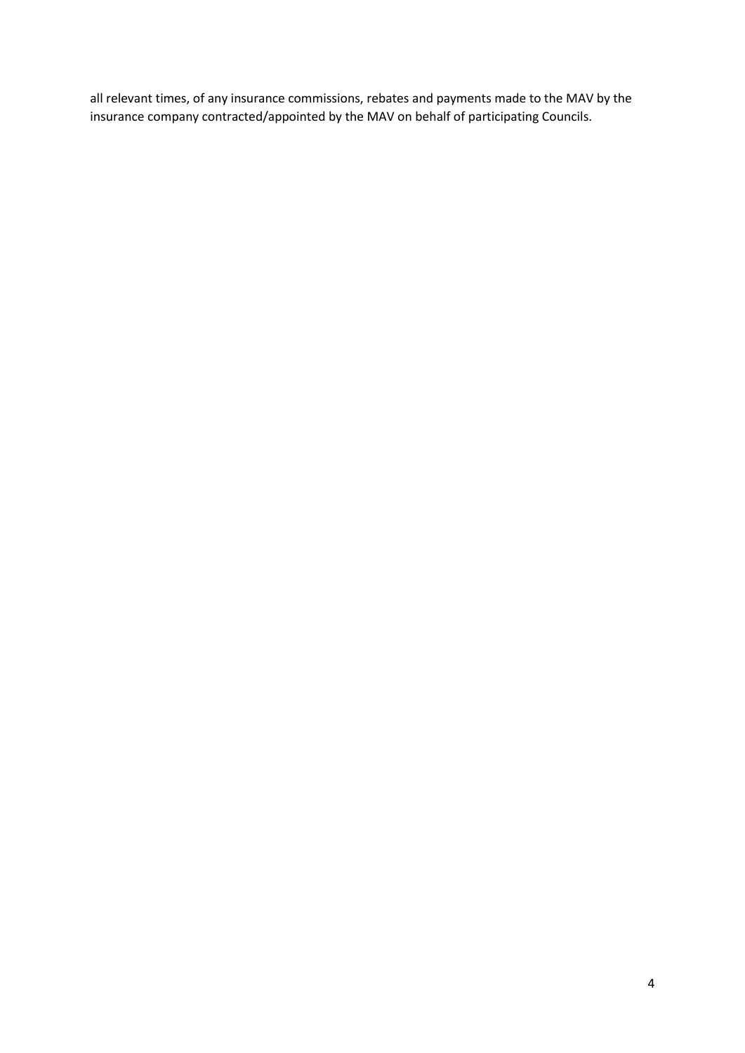all relevant times, of any insurance commissions, rebates and payments made to the MAV by the insurance company contracted/appointed by the MAV on behalf of participating Councils.